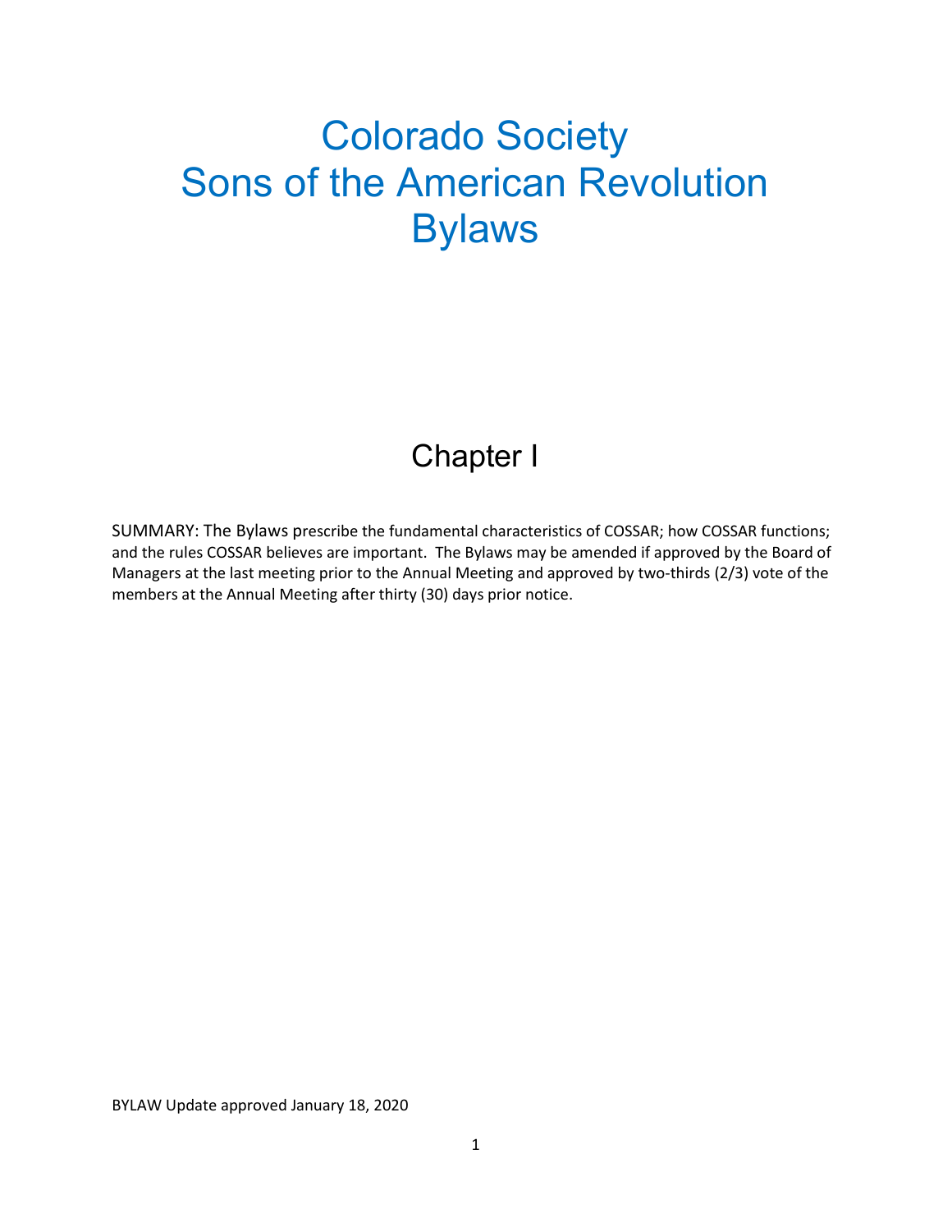# Colorado Society Sons of the American Revolution Bylaws

## Chapter I

SUMMARY: The Bylaws prescribe the fundamental characteristics of COSSAR; how COSSAR functions; and the rules COSSAR believes are important. The Bylaws may be amended if approved by the Board of Managers at the last meeting prior to the Annual Meeting and approved by two-thirds (2/3) vote of the members at the Annual Meeting after thirty (30) days prior notice.

BYLAW Update approved January 18, 2020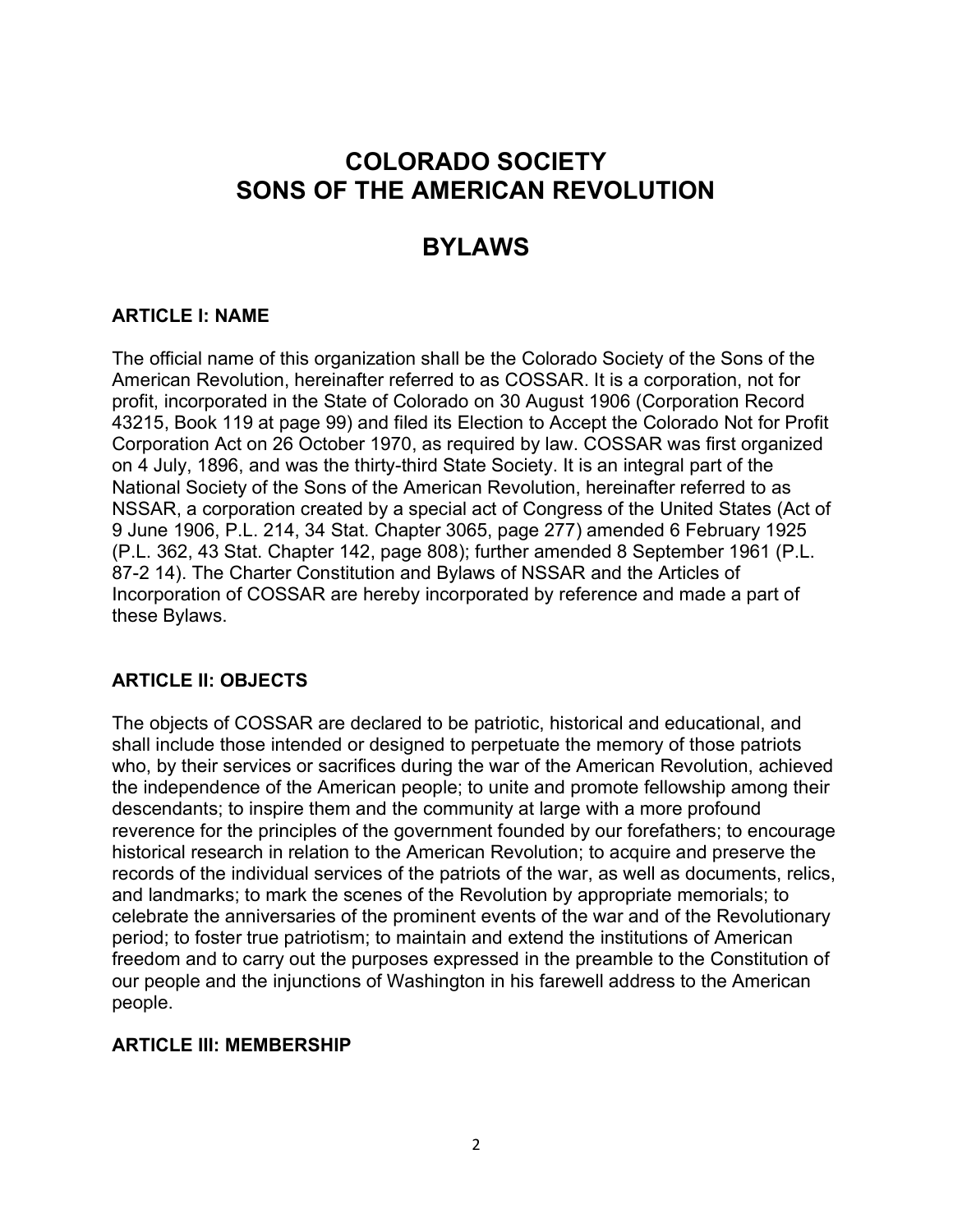# COLORADO SOCIETY SONS OF THE AMERICAN REVOLUTION

# BYLAWS

### ARTICLE I: NAME

The official name of this organization shall be the Colorado Society of the Sons of the American Revolution, hereinafter referred to as COSSAR. It is a corporation, not for profit, incorporated in the State of Colorado on 30 August 1906 (Corporation Record 43215, Book 119 at page 99) and filed its Election to Accept the Colorado Not for Profit Corporation Act on 26 October 1970, as required by law. COSSAR was first organized on 4 July, 1896, and was the thirty-third State Society. It is an integral part of the National Society of the Sons of the American Revolution, hereinafter referred to as NSSAR, a corporation created by a special act of Congress of the United States (Act of 9 June 1906, P.L. 214, 34 Stat. Chapter 3065, page 277) amended 6 February 1925 (P.L. 362, 43 Stat. Chapter 142, page 808); further amended 8 September 1961 (P.L. 87-2 14). The Charter Constitution and Bylaws of NSSAR and the Articles of Incorporation of COSSAR are hereby incorporated by reference and made a part of these Bylaws.

### ARTICLE II: OBJECTS

The objects of COSSAR are declared to be patriotic, historical and educational, and shall include those intended or designed to perpetuate the memory of those patriots who, by their services or sacrifices during the war of the American Revolution, achieved the independence of the American people; to unite and promote fellowship among their descendants; to inspire them and the community at large with a more profound reverence for the principles of the government founded by our forefathers; to encourage historical research in relation to the American Revolution; to acquire and preserve the records of the individual services of the patriots of the war, as well as documents, relics, and landmarks; to mark the scenes of the Revolution by appropriate memorials; to celebrate the anniversaries of the prominent events of the war and of the Revolutionary period; to foster true patriotism; to maintain and extend the institutions of American freedom and to carry out the purposes expressed in the preamble to the Constitution of our people and the injunctions of Washington in his farewell address to the American people.

### ARTICLE III: MEMBERSHIP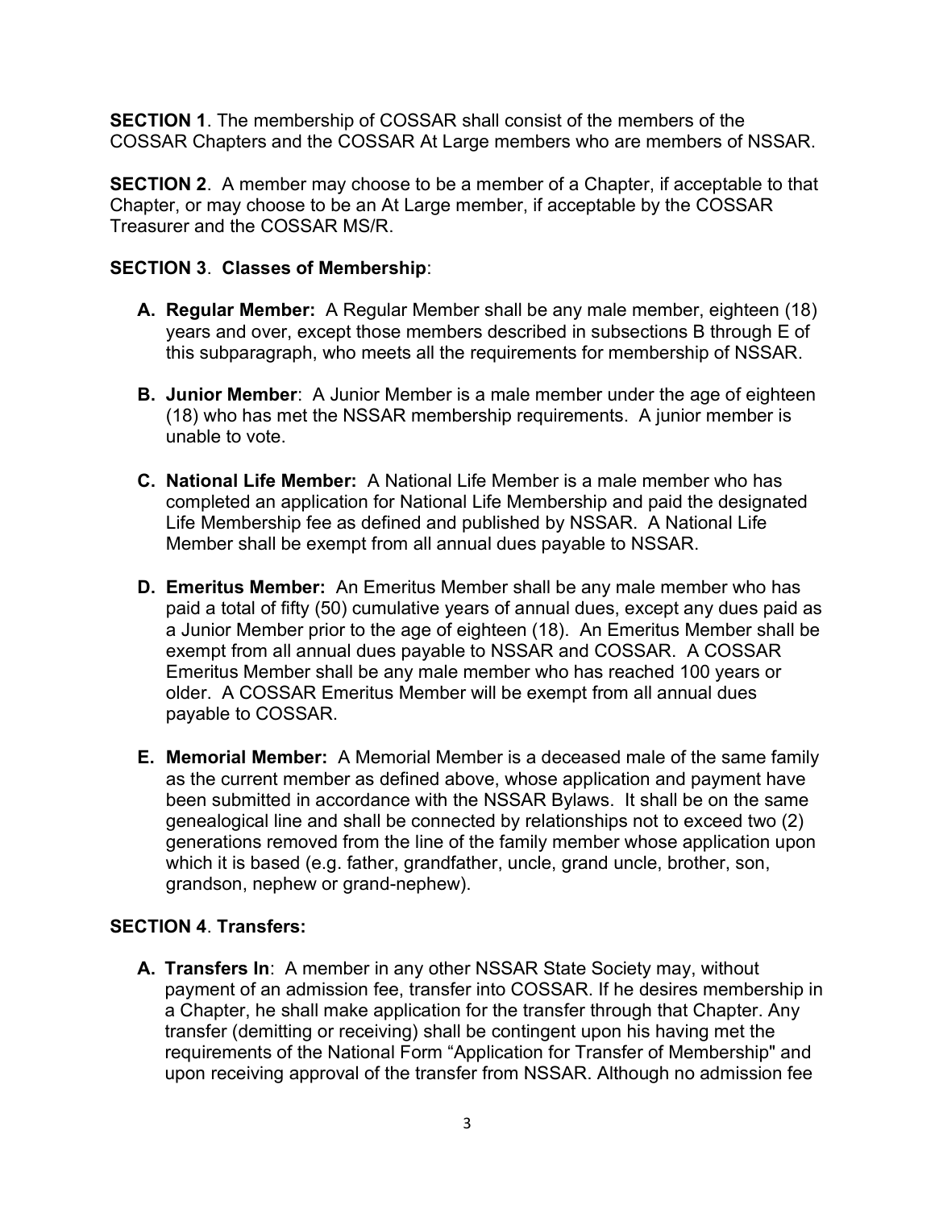**SECTION 1**. The membership of COSSAR shall consist of the members of the COSSAR Chapters and the COSSAR At Large members who are members of NSSAR.

**SECTION 2**. A member may choose to be a member of a Chapter, if acceptable to that Chapter, or may choose to be an At Large member, if acceptable by the COSSAR Treasurer and the COSSAR MS/R.

**SECTION 3**. **Classes of Membership**:

**A. Regular Member:** A Regular Member shall be any male member, eighteen (18) years and over, except those members described in subsections B through E of this subparagraph, who meets all the requirements for membership of NSSAR.

**B. Junior Member**: A Junior Member is a male member under the age of eighteen (18) who has met the NSSAR membership requirements. A junior member is unable to vote.

**C. National Life Member:** A National Life Member is a male member who has completed an application for National Life Membership and paid the designated Life Membership fee as defined and published by NSSAR. A National Life Member shall be exempt from all annual dues payable to NSSAR.

**D. Emeritus Member:** An Emeritus Member shall be any male member who has paid a total of fifty (50) cumulative years of annual dues, except any dues paid as a Junior Member prior to the age of eighteen (18). An Emeritus Member shall be exempt from all annual dues payable to NSSAR and COSSAR. A COSSAR Emeritus Member shall be any male member who has reached 100 years or older. A COSSAR Emeritus Member will be exempt from all annual dues payable to COSSAR.

**E. Memorial Member:** A Memorial Member is a deceased male of the same family as the current member as defined above, whose application and payment have been submitted in accordance with the NSSAR Bylaws. It shall be on the same genealogical line and shall be connected by relationships not to exceed two (2) generations removed from the line of the family member whose application upon which it is based (e.g. father, grandfather, uncle, grand uncle, brother, son, grandson, nephew or grand-nephew).

**SECTION 4**. **Transfers:**

**A. Transfers In**: A member in any other NSSAR State Society may, without payment of an admission fee, transfer into COSSAR. If he desires membership in a Chapter, he shall make application for the transfer through that Chapter. Any transfer (demitting or receiving) shall be contingent upon his having met the requirements of the National Form "Application for Transfer of Membership" and upon receiving approval of the transfer from NSSAR. Although no admission fee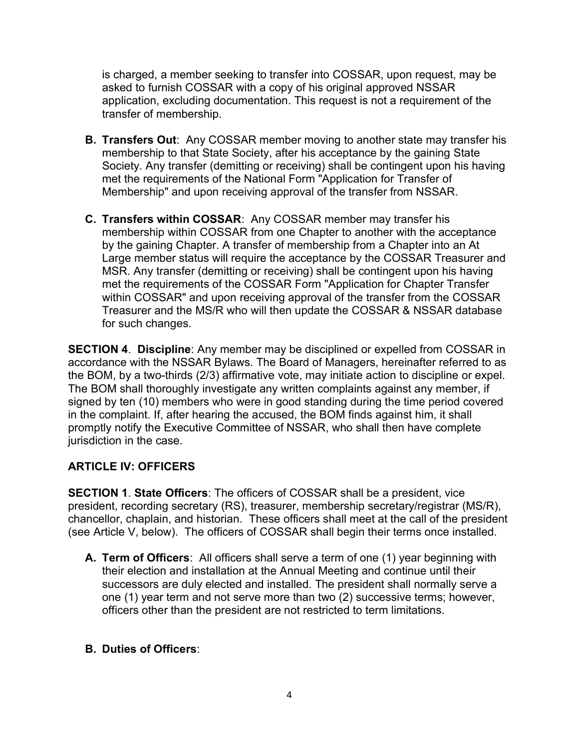is charged, a member seeking to transfer into COSSAR, upon request, may be asked to furnish COSSAR with a copy of his original approved NSSAR application, excluding documentation. This request is not a requirement of the transfer of membership.

- **B. Transfers Out**: Any COSSAR member moving to another state may transfer his membership to that State Society, after his acceptance by the gaining State Society. Any transfer (demitting or receiving) shall be contingent upon his having met the requirements of the National Form "Application for Transfer of Membership" and upon receiving approval of the transfer from NSSAR.

- **C. Transfers within COSSAR**: Any COSSAR member may transfer his membership within COSSAR from one Chapter to another with the acceptance by the gaining Chapter. A transfer of membership from a Chapter into an At Large member status will require the acceptance by the COSSAR Treasurer and MSR. Any transfer (demitting or receiving) shall be contingent upon his having met the requirements of the COSSAR Form "Application for Chapter Transfer within COSSAR" and upon receiving approval of the transfer from the COSSAR Treasurer and the MS/R who will then update the COSSAR & NSSAR database for such changes.

**SECTION 4**. **Discipline**: Any member may be disciplined or expelled from COSSAR in accordance with the NSSAR Bylaws. The Board of Managers, hereinafter referred to as the BOM, by a two-thirds (2/3) affirmative vote, may initiate action to discipline or expel. The BOM shall thoroughly investigate any written complaints against any member, if signed by ten (10) members who were in good standing during the time period covered in the complaint. If, after hearing the accused, the BOM finds against him, it shall promptly notify the Executive Committee of NSSAR, who shall then have complete jurisdiction in the case.

## ARTICLE IV: OFFICERS

**SECTION 1**. **State Officers**: The officers of COSSAR shall be a president, vice president, recording secretary (RS), treasurer, membership secretary/registrar (MS/R), chancellor, chaplain, and historian. These officers shall meet at the call of the president (see Article V, below). The officers of COSSAR shall begin their terms once installed.

- **A. Term of Officers**: All officers shall serve a term of one (1) year beginning with their election and installation at the Annual Meeting and continue until their successors are duly elected and installed. The president shall normally serve a one (1) year term and not serve more than two (2) successive terms; however, officers other than the president are not restricted to term limitations.

- **B. Duties of Officers**: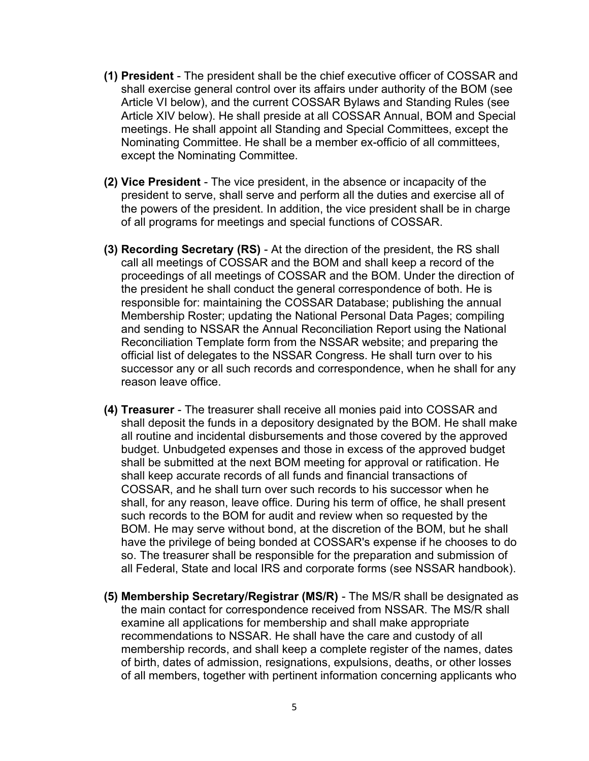**(1) President** - The president shall be the chief executive officer of COSSAR and shall exercise general control over its affairs under authority of the BOM (see Article VI below), and the current COSSAR Bylaws and Standing Rules (see Article XIV below). He shall preside at all COSSAR Annual, BOM and Special meetings. He shall appoint all Standing and Special Committees, except the Nominating Committee. He shall be a member ex-officio of all committees, except the Nominating Committee.

**(2) Vice President** - The vice president, in the absence or incapacity of the president to serve, shall serve and perform all the duties and exercise all of the powers of the president. In addition, the vice president shall be in charge of all programs for meetings and special functions of COSSAR.

**(3) Recording Secretary (RS)** - At the direction of the president, the RS shall call all meetings of COSSAR and the BOM and shall keep a record of the proceedings of all meetings of COSSAR and the BOM. Under the direction of the president he shall conduct the general correspondence of both. He is responsible for: maintaining the COSSAR Database; publishing the annual Membership Roster; updating the National Personal Data Pages; compiling and sending to NSSAR the Annual Reconciliation Report using the National Reconciliation Template form from the NSSAR website; and preparing the official list of delegates to the NSSAR Congress. He shall turn over to his successor any or all such records and correspondence, when he shall for any reason leave office.

**(4) Treasurer** - The treasurer shall receive all monies paid into COSSAR and shall deposit the funds in a depository designated by the BOM. He shall make all routine and incidental disbursements and those covered by the approved budget. Unbudgeted expenses and those in excess of the approved budget shall be submitted at the next BOM meeting for approval or ratification. He shall keep accurate records of all funds and financial transactions of COSSAR, and he shall turn over such records to his successor when he shall, for any reason, leave office. During his term of office, he shall present such records to the BOM for audit and review when so requested by the BOM. He may serve without bond, at the discretion of the BOM, but he shall have the privilege of being bonded at COSSAR's expense if he chooses to do so. The treasurer shall be responsible for the preparation and submission of all Federal, State and local IRS and corporate forms (see NSSAR handbook).

**(5) Membership Secretary/Registrar (MS/R)** - The MS/R shall be designated as the main contact for correspondence received from NSSAR. The MS/R shall examine all applications for membership and shall make appropriate recommendations to NSSAR. He shall have the care and custody of all membership records, and shall keep a complete register of the names, dates of birth, dates of admission, resignations, expulsions, deaths, or other losses of all members, together with pertinent information concerning applicants who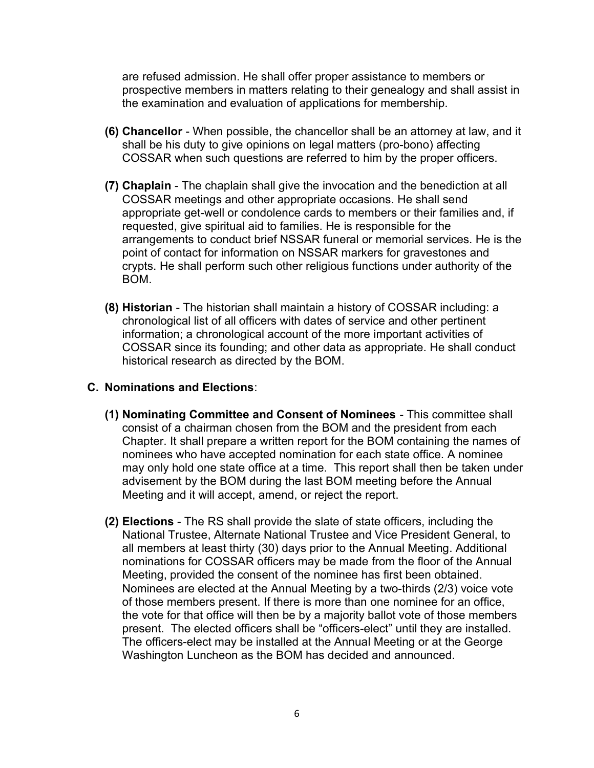are refused admission. He shall offer proper assistance to members or prospective members in matters relating to their genealogy and shall assist in the examination and evaluation of applications for membership.

**(6) Chancellor** - When possible, the chancellor shall be an attorney at law, and it shall be his duty to give opinions on legal matters (pro-bono) affecting COSSAR when such questions are referred to him by the proper officers.

**(7) Chaplain** - The chaplain shall give the invocation and the benediction at all COSSAR meetings and other appropriate occasions. He shall send appropriate get-well or condolence cards to members or their families and, if requested, give spiritual aid to families. He is responsible for the arrangements to conduct brief NSSAR funeral or memorial services. He is the point of contact for information on NSSAR markers for gravestones and crypts. He shall perform such other religious functions under authority of the BOM.

**(8) Historian** - The historian shall maintain a history of COSSAR including: a chronological list of all officers with dates of service and other pertinent information; a chronological account of the more important activities of COSSAR since its founding; and other data as appropriate. He shall conduct historical research as directed by the BOM.

**C. Nominations and Elections**:

**(1) Nominating Committee and Consent of Nominees** - This committee shall consist of a chairman chosen from the BOM and the president from each Chapter. It shall prepare a written report for the BOM containing the names of nominees who have accepted nomination for each state office. A nominee may only hold one state office at a time. This report shall then be taken under advisement by the BOM during the last BOM meeting before the Annual Meeting and it will accept, amend, or reject the report.

**(2) Elections** - The RS shall provide the slate of state officers, including the National Trustee, Alternate National Trustee and Vice President General, to all members at least thirty (30) days prior to the Annual Meeting. Additional nominations for COSSAR officers may be made from the floor of the Annual Meeting, provided the consent of the nominee has first been obtained. Nominees are elected at the Annual Meeting by a two-thirds (2/3) voice vote of those members present. If there is more than one nominee for an office, the vote for that office will then be by a majority ballot vote of those members present. The elected officers shall be "officers-elect" until they are installed. The officers-elect may be installed at the Annual Meeting or at the George Washington Luncheon as the BOM has decided and announced.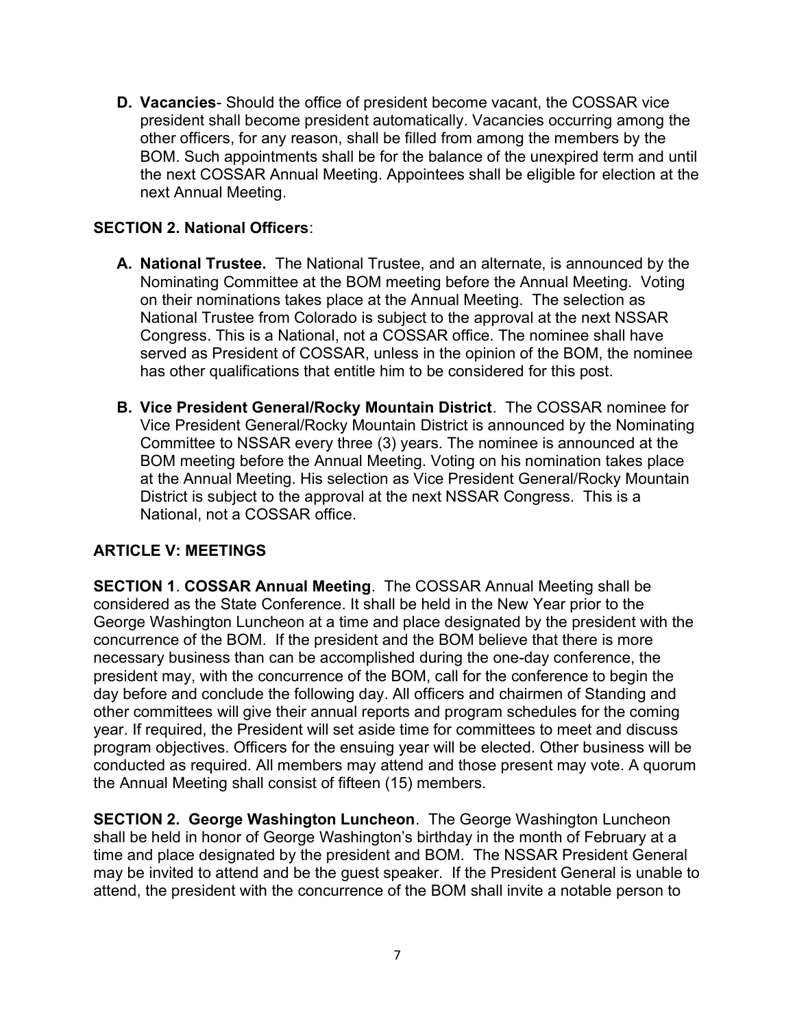**D. Vacancies**- Should the office of president become vacant, the COSSAR vice president shall become president automatically. Vacancies occurring among the other officers, for any reason, shall be filled from among the members by the BOM. Such appointments shall be for the balance of the unexpired term and until the next COSSAR Annual Meeting. Appointees shall be eligible for election at the next Annual Meeting.

**SECTION 2. National Officers**:

**A. National Trustee.** The National Trustee, and an alternate, is announced by the Nominating Committee at the BOM meeting before the Annual Meeting. Voting on their nominations takes place at the Annual Meeting. The selection as National Trustee from Colorado is subject to the approval at the next NSSAR Congress. This is a National, not a COSSAR office. The nominee shall have served as President of COSSAR, unless in the opinion of the BOM, the nominee has other qualifications that entitle him to be considered for this post.

**B. Vice President General/Rocky Mountain District**. The COSSAR nominee for Vice President General/Rocky Mountain District is announced by the Nominating Committee to NSSAR every three (3) years. The nominee is announced at the BOM meeting before the Annual Meeting. Voting on his nomination takes place at the Annual Meeting. His selection as Vice President General/Rocky Mountain District is subject to the approval at the next NSSAR Congress. This is a National, not a COSSAR office.

## ARTICLE V: MEETINGS

**SECTION 1**. **COSSAR Annual Meeting**. The COSSAR Annual Meeting shall be considered as the State Conference. It shall be held in the New Year prior to the George Washington Luncheon at a time and place designated by the president with the concurrence of the BOM. If the president and the BOM believe that there is more necessary business than can be accomplished during the one-day conference, the president may, with the concurrence of the BOM, call for the conference to begin the day before and conclude the following day. All officers and chairmen of Standing and other committees will give their annual reports and program schedules for the coming year. If required, the President will set aside time for committees to meet and discuss program objectives. Officers for the ensuing year will be elected. Other business will be conducted as required. All members may attend and those present may vote. A quorum the Annual Meeting shall consist of fifteen (15) members.

**SECTION 2. George Washington Luncheon**. The George Washington Luncheon shall be held in honor of George Washington's birthday in the month of February at a time and place designated by the president and BOM. The NSSAR President General may be invited to attend and be the guest speaker. If the President General is unable to attend, the president with the concurrence of the BOM shall invite a notable person to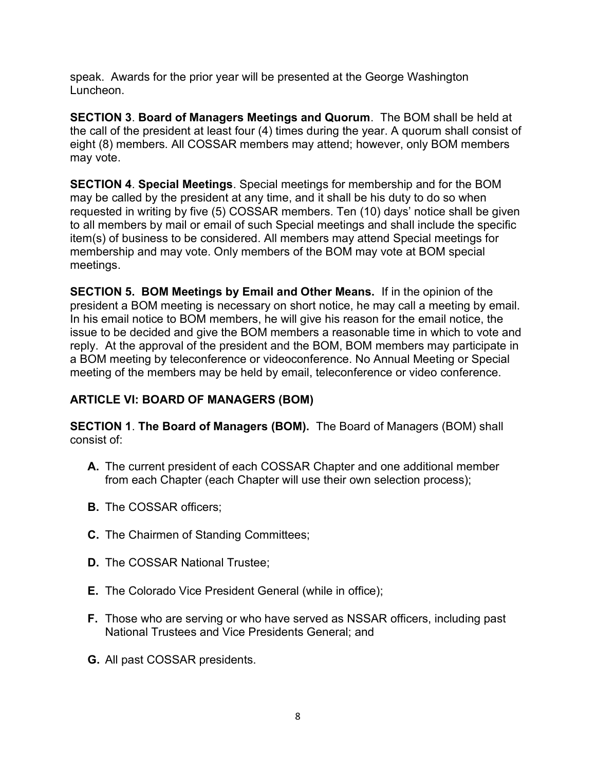speak. Awards for the prior year will be presented at the George Washington Luncheon.

**SECTION 3**. **Board of Managers Meetings and Quorum**. The BOM shall be held at the call of the president at least four (4) times during the year. A quorum shall consist of eight (8) members. All COSSAR members may attend; however, only BOM members may vote.

**SECTION 4**. **Special Meetings**. Special meetings for membership and for the BOM may be called by the president at any time, and it shall be his duty to do so when requested in writing by five (5) COSSAR members. Ten (10) days' notice shall be given to all members by mail or email of such Special meetings and shall include the specific item(s) of business to be considered. All members may attend Special meetings for membership and may vote. Only members of the BOM may vote at BOM special meetings.

**SECTION 5. BOM Meetings by Email and Other Means.** If in the opinion of the president a BOM meeting is necessary on short notice, he may call a meeting by email. In his email notice to BOM members, he will give his reason for the email notice, the issue to be decided and give the BOM members a reasonable time in which to vote and reply. At the approval of the president and the BOM, BOM members may participate in a BOM meeting by teleconference or videoconference. No Annual Meeting or Special meeting of the members may be held by email, teleconference or video conference.

## ARTICLE VI: BOARD OF MANAGERS (BOM)

**SECTION 1**. **The Board of Managers (BOM).** The Board of Managers (BOM) shall consist of:

- **A.** The current president of each COSSAR Chapter and one additional member from each Chapter (each Chapter will use their own selection process);
- **B.** The COSSAR officers;
- **C.** The Chairmen of Standing Committees;
- **D.** The COSSAR National Trustee;
- **E.** The Colorado Vice President General (while in office);
- **F.** Those who are serving or who have served as NSSAR officers, including past National Trustees and Vice Presidents General; and
- **G.** All past COSSAR presidents.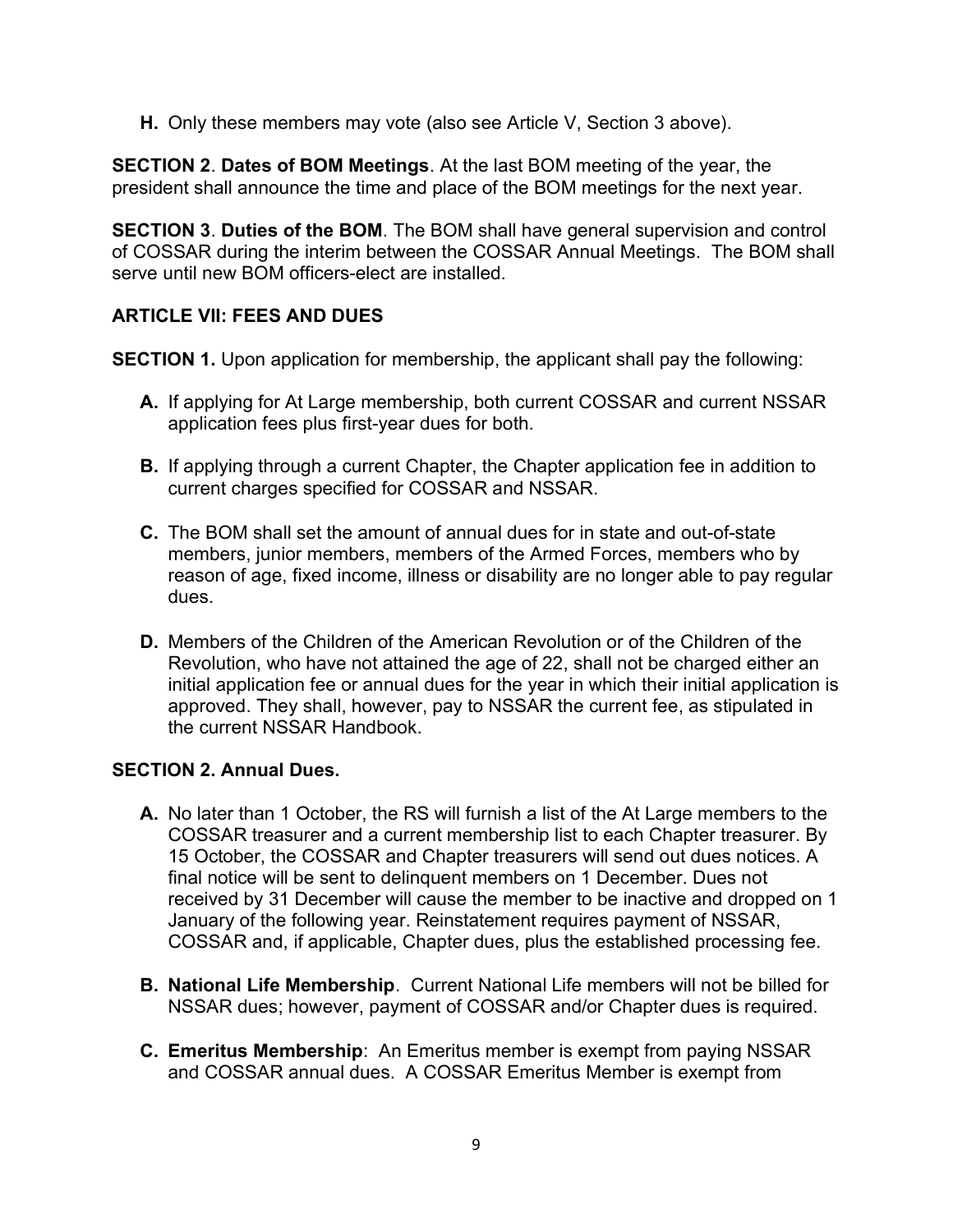**H.** Only these members may vote (also see Article V, Section 3 above).

**SECTION 2**. **Dates of BOM Meetings**. At the last BOM meeting of the year, the president shall announce the time and place of the BOM meetings for the next year.

**SECTION 3**. **Duties of the BOM**. The BOM shall have general supervision and control of COSSAR during the interim between the COSSAR Annual Meetings. The BOM shall serve until new BOM officers-elect are installed.

## ARTICLE VII: FEES AND DUES

**SECTION 1.** Upon application for membership, the applicant shall pay the following:

**A.** If applying for At Large membership, both current COSSAR and current NSSAR application fees plus first-year dues for both.

**B.** If applying through a current Chapter, the Chapter application fee in addition to current charges specified for COSSAR and NSSAR.

**C.** The BOM shall set the amount of annual dues for in state and out-of-state members, junior members, members of the Armed Forces, members who by reason of age, fixed income, illness or disability are no longer able to pay regular dues.

**D.** Members of the Children of the American Revolution or of the Children of the Revolution, who have not attained the age of 22, shall not be charged either an initial application fee or annual dues for the year in which their initial application is approved. They shall, however, pay to NSSAR the current fee, as stipulated in the current NSSAR Handbook.

**SECTION 2. Annual Dues.**

**A.** No later than 1 October, the RS will furnish a list of the At Large members to the COSSAR treasurer and a current membership list to each Chapter treasurer. By 15 October, the COSSAR and Chapter treasurers will send out dues notices. A final notice will be sent to delinquent members on 1 December. Dues not received by 31 December will cause the member to be inactive and dropped on 1 January of the following year. Reinstatement requires payment of NSSAR, COSSAR and, if applicable, Chapter dues, plus the established processing fee.

**B. National Life Membership**. Current National Life members will not be billed for NSSAR dues; however, payment of COSSAR and/or Chapter dues is required.

**C. Emeritus Membership**: An Emeritus member is exempt from paying NSSAR and COSSAR annual dues. A COSSAR Emeritus Member is exempt from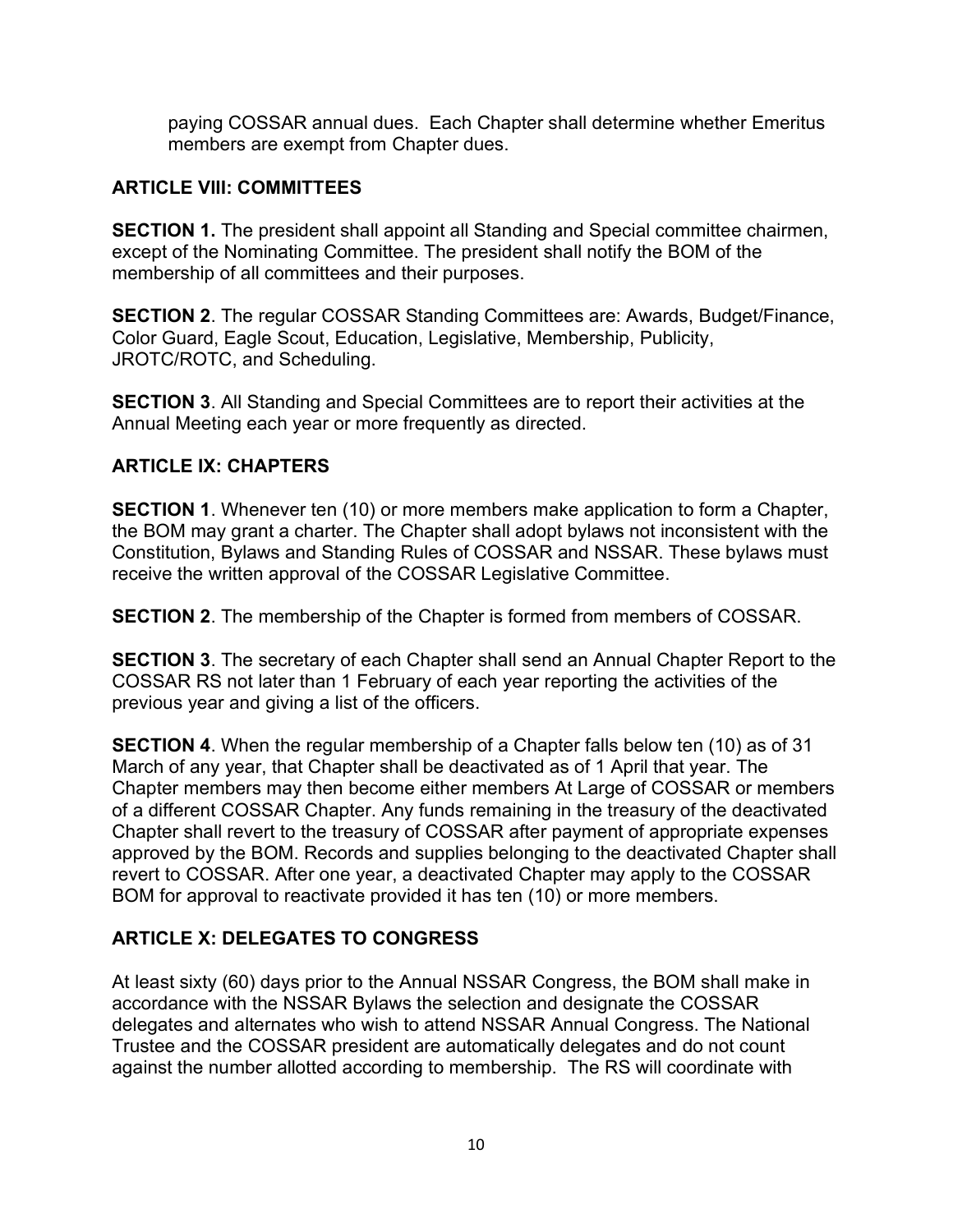paying COSSAR annual dues. Each Chapter shall determine whether Emeritus members are exempt from Chapter dues.

## ARTICLE VIII: COMMITTEES

**SECTION 1.** The president shall appoint all Standing and Special committee chairmen, except of the Nominating Committee. The president shall notify the BOM of the membership of all committees and their purposes.

**SECTION 2**. The regular COSSAR Standing Committees are: Awards, Budget/Finance, Color Guard, Eagle Scout, Education, Legislative, Membership, Publicity, JROTC/ROTC, and Scheduling.

**SECTION 3**. All Standing and Special Committees are to report their activities at the Annual Meeting each year or more frequently as directed.

## ARTICLE IX: CHAPTERS

**SECTION 1**. Whenever ten (10) or more members make application to form a Chapter, the BOM may grant a charter. The Chapter shall adopt bylaws not inconsistent with the Constitution, Bylaws and Standing Rules of COSSAR and NSSAR. These bylaws must receive the written approval of the COSSAR Legislative Committee.

**SECTION 2**. The membership of the Chapter is formed from members of COSSAR.

**SECTION 3**. The secretary of each Chapter shall send an Annual Chapter Report to the COSSAR RS not later than 1 February of each year reporting the activities of the previous year and giving a list of the officers.

**SECTION 4**. When the regular membership of a Chapter falls below ten (10) as of 31 March of any year, that Chapter shall be deactivated as of 1 April that year. The Chapter members may then become either members At Large of COSSAR or members of a different COSSAR Chapter. Any funds remaining in the treasury of the deactivated Chapter shall revert to the treasury of COSSAR after payment of appropriate expenses approved by the BOM. Records and supplies belonging to the deactivated Chapter shall revert to COSSAR. After one year, a deactivated Chapter may apply to the COSSAR BOM for approval to reactivate provided it has ten (10) or more members.

## ARTICLE X: DELEGATES TO CONGRESS

At least sixty (60) days prior to the Annual NSSAR Congress, the BOM shall make in accordance with the NSSAR Bylaws the selection and designate the COSSAR delegates and alternates who wish to attend NSSAR Annual Congress. The National Trustee and the COSSAR president are automatically delegates and do not count against the number allotted according to membership. The RS will coordinate with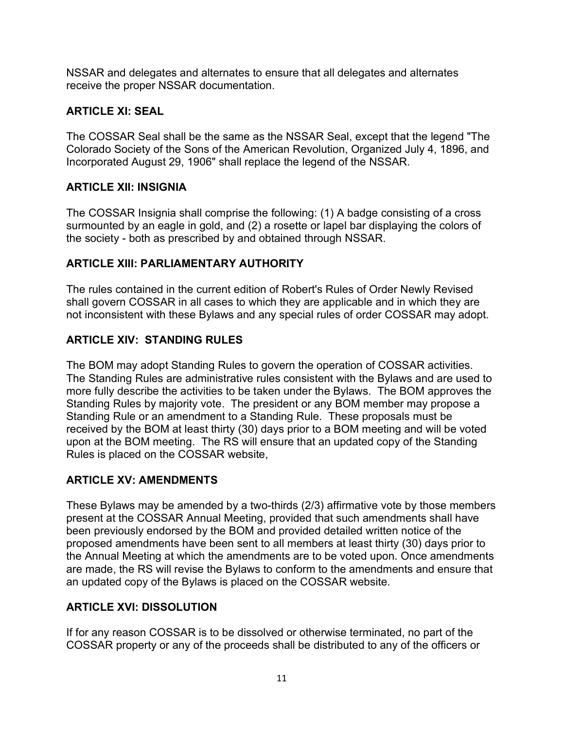NSSAR and delegates and alternates to ensure that all delegates and alternates receive the proper NSSAR documentation.

## ARTICLE XI: SEAL

The COSSAR Seal shall be the same as the NSSAR Seal, except that the legend "The Colorado Society of the Sons of the American Revolution, Organized July 4, 1896, and Incorporated August 29, 1906" shall replace the legend of the NSSAR.

## ARTICLE XII: INSIGNIA

The COSSAR Insignia shall comprise the following: (1) A badge consisting of a cross surmounted by an eagle in gold, and (2) a rosette or lapel bar displaying the colors of the society - both as prescribed by and obtained through NSSAR.

## ARTICLE XIII: PARLIAMENTARY AUTHORITY

The rules contained in the current edition of Robert's Rules of Order Newly Revised shall govern COSSAR in all cases to which they are applicable and in which they are not inconsistent with these Bylaws and any special rules of order COSSAR may adopt.

## ARTICLE XIV: STANDING RULES

The BOM may adopt Standing Rules to govern the operation of COSSAR activities. The Standing Rules are administrative rules consistent with the Bylaws and are used to more fully describe the activities to be taken under the Bylaws. The BOM approves the Standing Rules by majority vote. The president or any BOM member may propose a Standing Rule or an amendment to a Standing Rule. These proposals must be received by the BOM at least thirty (30) days prior to a BOM meeting and will be voted upon at the BOM meeting. The RS will ensure that an updated copy of the Standing Rules is placed on the COSSAR website,

## ARTICLE XV: AMENDMENTS

These Bylaws may be amended by a two-thirds (2/3) affirmative vote by those members present at the COSSAR Annual Meeting, provided that such amendments shall have been previously endorsed by the BOM and provided detailed written notice of the proposed amendments have been sent to all members at least thirty (30) days prior to the Annual Meeting at which the amendments are to be voted upon. Once amendments are made, the RS will revise the Bylaws to conform to the amendments and ensure that an updated copy of the Bylaws is placed on the COSSAR website.

## ARTICLE XVI: DISSOLUTION

If for any reason COSSAR is to be dissolved or otherwise terminated, no part of the COSSAR property or any of the proceeds shall be distributed to any of the officers or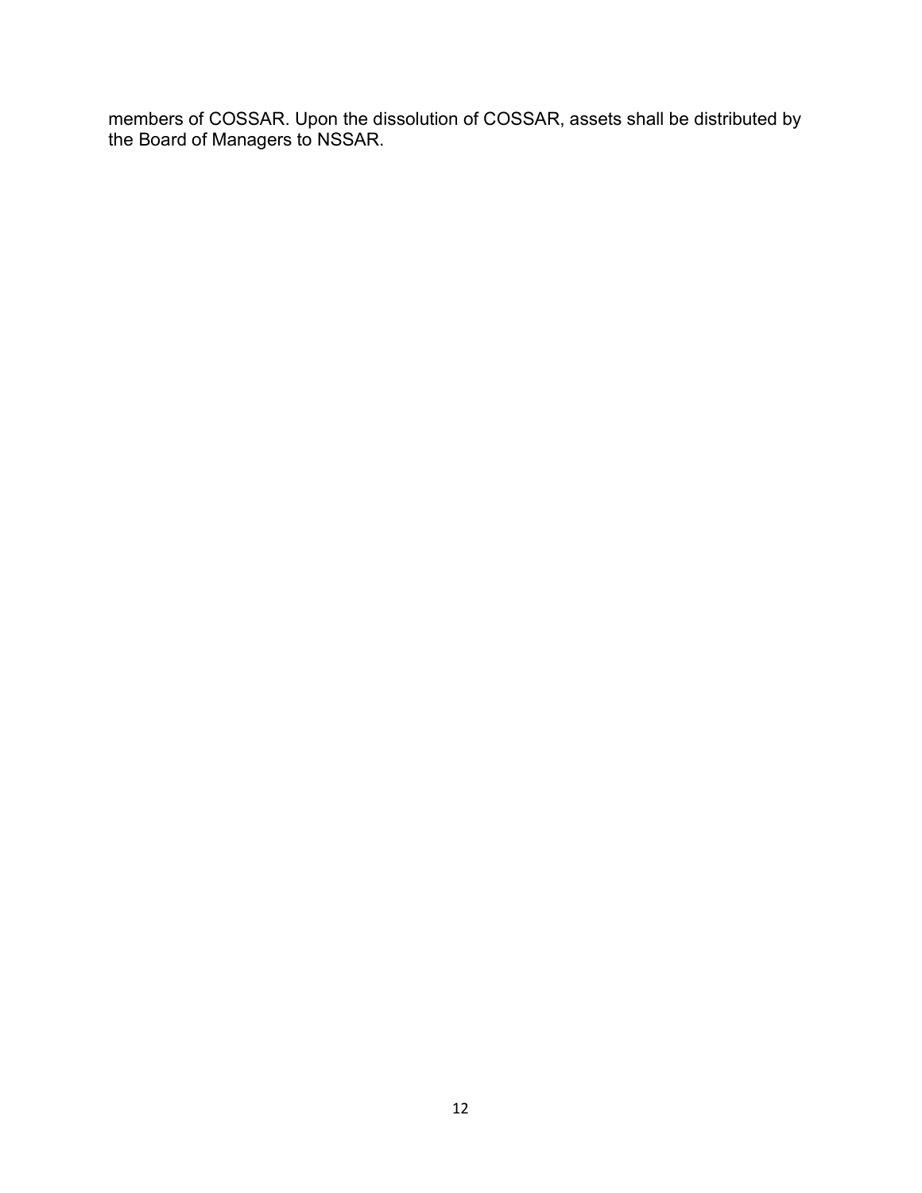members of COSSAR. Upon the dissolution of COSSAR, assets shall be distributed by the Board of Managers to NSSAR.